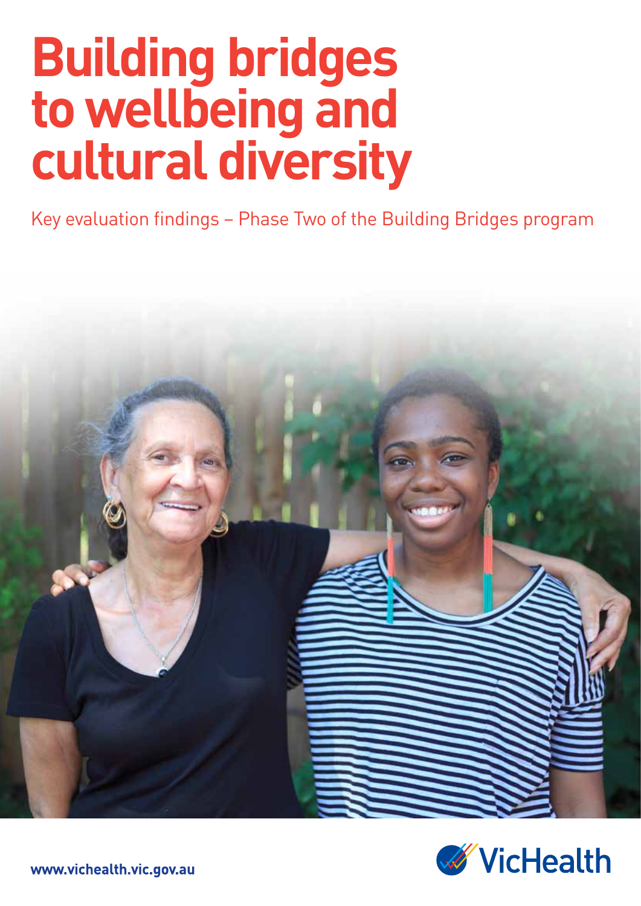# Building bridges to wellbeing and cultural diversity

Key evaluation findings – Phase Two of the Building Bridges program

VicHealth

www.vichealth.vic.gov.au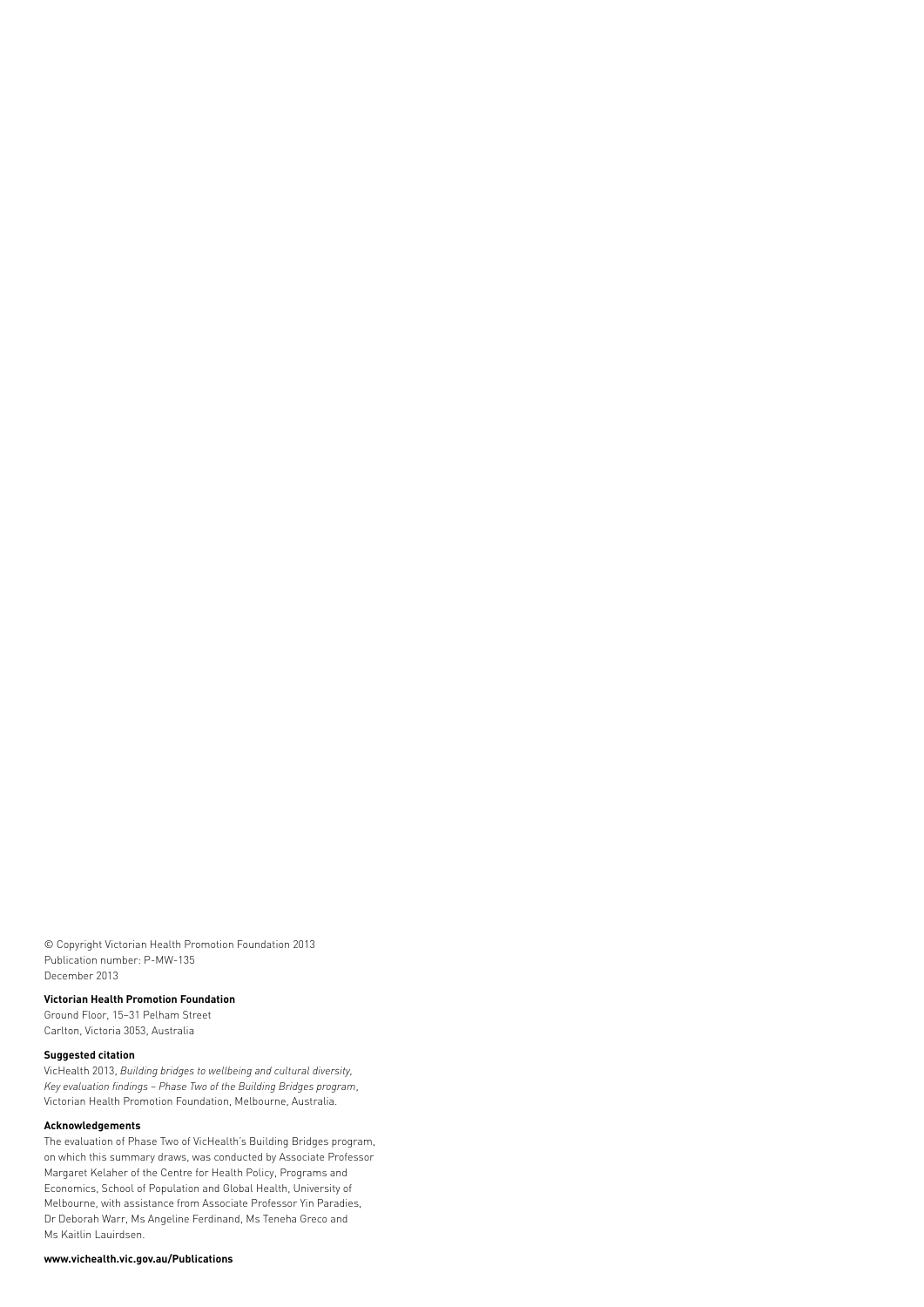© Copyright Victorian Health Promotion Foundation 2013
Publication number: P-MW-135
December 2013

**Victorian Health Promotion Foundation**
Ground Floor, 15–31 Pelham Street
Carlton, Victoria 3053, Australia

**Suggested citation**
VicHealth 2013, *Building bridges to wellbeing and cultural diversity, Key evaluation findings – Phase Two of the Building Bridges program*, Victorian Health Promotion Foundation, Melbourne, Australia.

**Acknowledgements**
The evaluation of Phase Two of VicHealth's Building Bridges program, on which this summary draws, was conducted by Associate Professor Margaret Kelaher of the Centre for Health Policy, Programs and Economics, School of Population and Global Health, University of Melbourne, with assistance from Associate Professor Yin Paradies, Dr Deborah Warr, Ms Angeline Ferdinand, Ms Teneha Greco and Ms Kaitlin Lauirdsen.

**www.vichealth.vic.gov.au/Publications**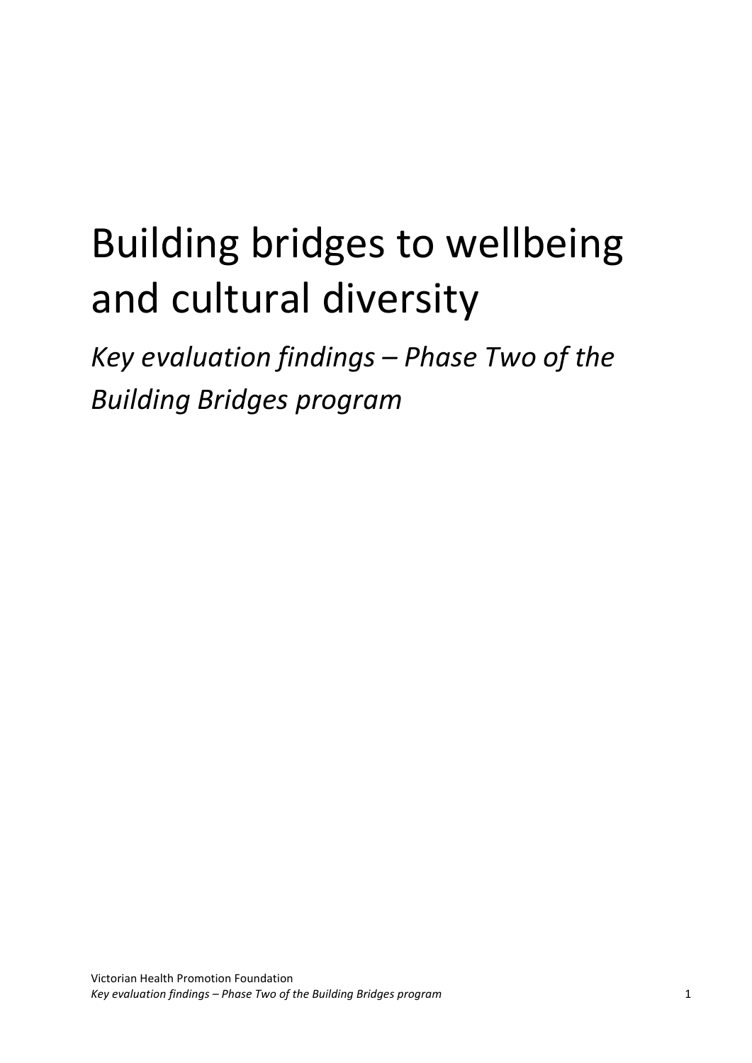# Building bridges to wellbeing and cultural diversity

*Key evaluation findings – Phase Two of the Building Bridges program*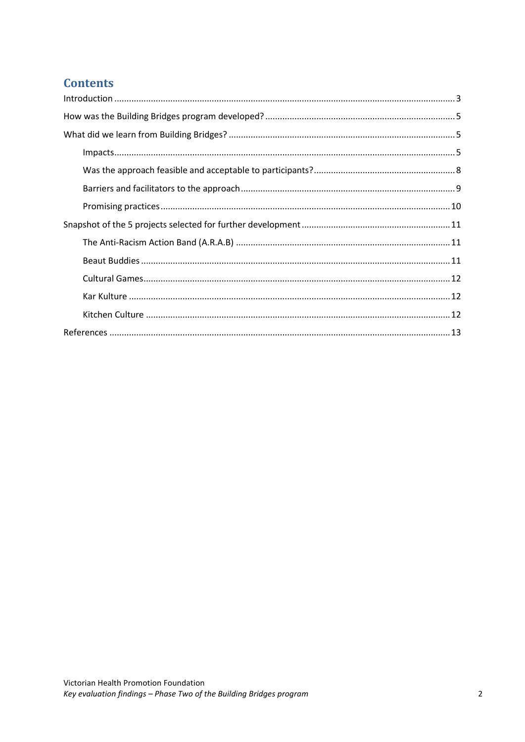## Contents

- Introduction .......... 3
- How was the Building Bridges program developed? .......... 5
- What did we learn from Building Bridges? .......... 5
  - Impacts .......... 5
  - Was the approach feasible and acceptable to participants? .......... 8
  - Barriers and facilitators to the approach .......... 9
  - Promising practices .......... 10
- Snapshot of the 5 projects selected for further development .......... 11
  - The Anti-Racism Action Band (A.R.A.B) .......... 11
  - Beaut Buddies .......... 11
  - Cultural Games .......... 12
  - Kar Kulture .......... 12
  - Kitchen Culture .......... 12
- References .......... 13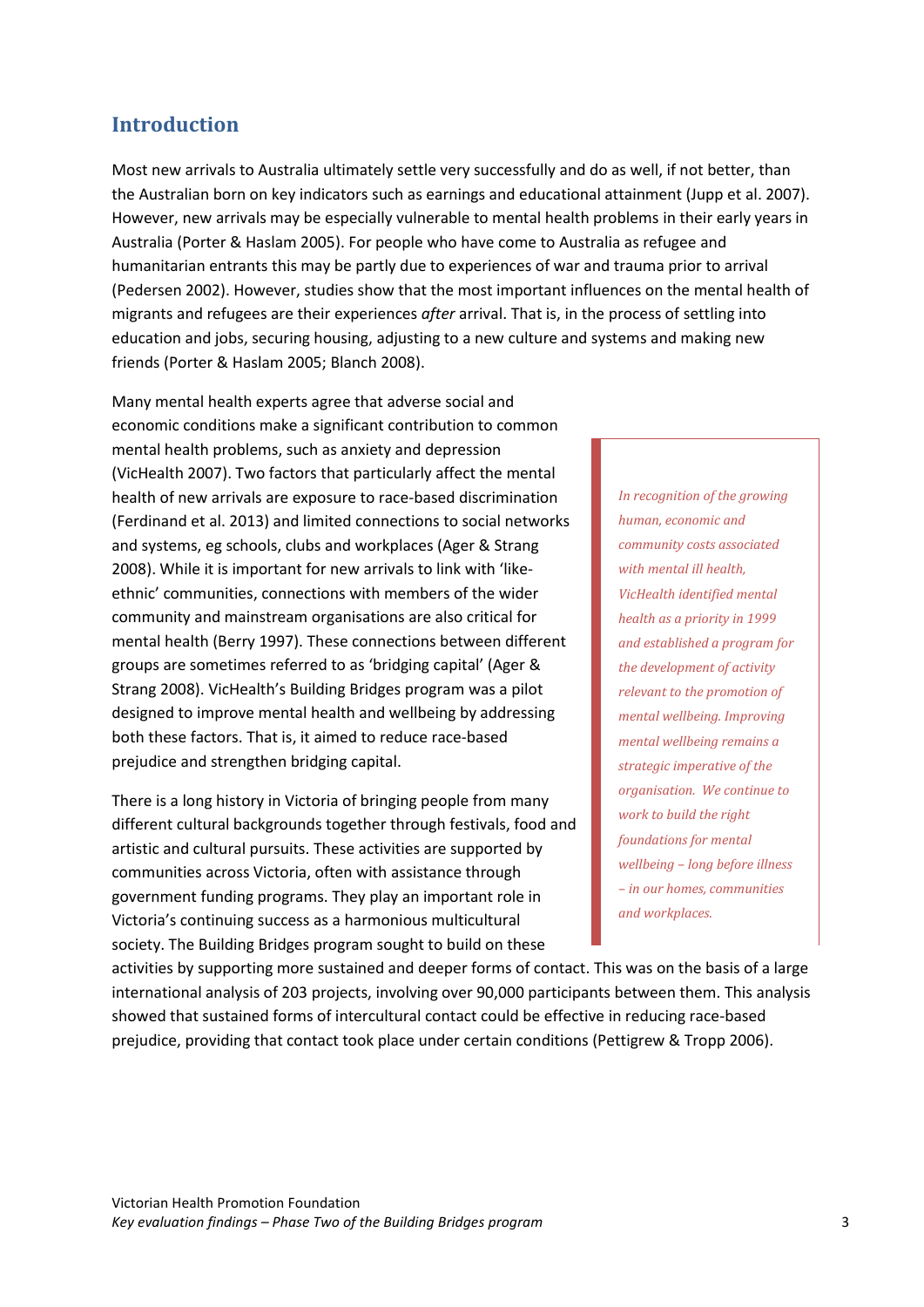## Introduction

Most new arrivals to Australia ultimately settle very successfully and do as well, if not better, than the Australian born on key indicators such as earnings and educational attainment (Jupp et al. 2007). However, new arrivals may be especially vulnerable to mental health problems in their early years in Australia (Porter & Haslam 2005). For people who have come to Australia as refugee and humanitarian entrants this may be partly due to experiences of war and trauma prior to arrival (Pedersen 2002). However, studies show that the most important influences on the mental health of migrants and refugees are their experiences *after* arrival. That is, in the process of settling into education and jobs, securing housing, adjusting to a new culture and systems and making new friends (Porter & Haslam 2005; Blanch 2008).

Many mental health experts agree that adverse social and economic conditions make a significant contribution to common mental health problems, such as anxiety and depression (VicHealth 2007). Two factors that particularly affect the mental health of new arrivals are exposure to race-based discrimination (Ferdinand et al. 2013) and limited connections to social networks and systems, eg schools, clubs and workplaces (Ager & Strang 2008). While it is important for new arrivals to link with 'like-ethnic' communities, connections with members of the wider community and mainstream organisations are also critical for mental health (Berry 1997). These connections between different groups are sometimes referred to as 'bridging capital' (Ager & Strang 2008). VicHealth's Building Bridges program was a pilot designed to improve mental health and wellbeing by addressing both these factors. That is, it aimed to reduce race-based prejudice and strengthen bridging capital.

> *In recognition of the growing human, economic and community costs associated with mental ill health, VicHealth identified mental health as a priority in 1999 and established a program for the development of activity relevant to the promotion of mental wellbeing. Improving mental wellbeing remains a strategic imperative of the organisation. We continue to work to build the right foundations for mental wellbeing – long before illness – in our homes, communities and workplaces.*

There is a long history in Victoria of bringing people from many different cultural backgrounds together through festivals, food and artistic and cultural pursuits. These activities are supported by communities across Victoria, often with assistance through government funding programs. They play an important role in Victoria's continuing success as a harmonious multicultural society. The Building Bridges program sought to build on these activities by supporting more sustained and deeper forms of contact. This was on the basis of a large international analysis of 203 projects, involving over 90,000 participants between them. This analysis showed that sustained forms of intercultural contact could be effective in reducing race-based prejudice, providing that contact took place under certain conditions (Pettigrew & Tropp 2006).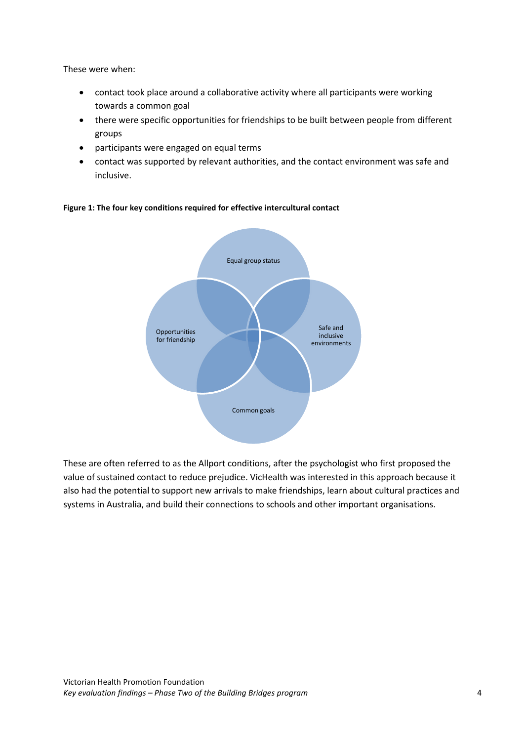These were when:

- contact took place around a collaborative activity where all participants were working towards a common goal
- there were specific opportunities for friendships to be built between people from different groups
- participants were engaged on equal terms
- contact was supported by relevant authorities, and the contact environment was safe and inclusive.

**Figure 1: The four key conditions required for effective intercultural contact**

Equal group status

Opportunities for friendship

Safe and inclusive environments

Common goals

These are often referred to as the Allport conditions, after the psychologist who first proposed the value of sustained contact to reduce prejudice. VicHealth was interested in this approach because it also had the potential to support new arrivals to make friendships, learn about cultural practices and systems in Australia, and build their connections to schools and other important organisations.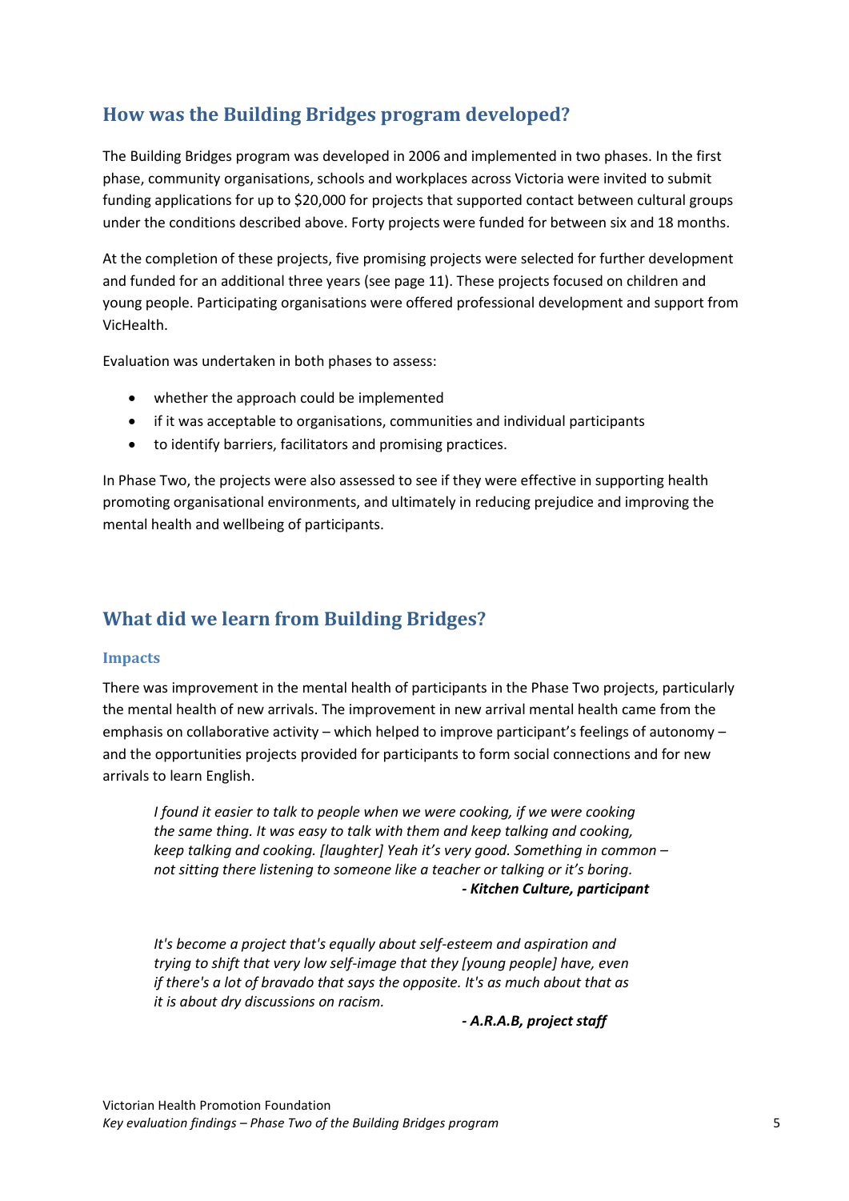## How was the Building Bridges program developed?

The Building Bridges program was developed in 2006 and implemented in two phases. In the first phase, community organisations, schools and workplaces across Victoria were invited to submit funding applications for up to $20,000 for projects that supported contact between cultural groups under the conditions described above. Forty projects were funded for between six and 18 months.

At the completion of these projects, five promising projects were selected for further development and funded for an additional three years (see page 11). These projects focused on children and young people. Participating organisations were offered professional development and support from VicHealth.

Evaluation was undertaken in both phases to assess:

- whether the approach could be implemented
- if it was acceptable to organisations, communities and individual participants
- to identify barriers, facilitators and promising practices.

In Phase Two, the projects were also assessed to see if they were effective in supporting health promoting organisational environments, and ultimately in reducing prejudice and improving the mental health and wellbeing of participants.

## What did we learn from Building Bridges?

### Impacts

There was improvement in the mental health of participants in the Phase Two projects, particularly the mental health of new arrivals. The improvement in new arrival mental health came from the emphasis on collaborative activity – which helped to improve participant's feelings of autonomy – and the opportunities projects provided for participants to form social connections and for new arrivals to learn English.

> *I found it easier to talk to people when we were cooking, if we were cooking the same thing. It was easy to talk with them and keep talking and cooking, keep talking and cooking. [laughter] Yeah it's very good. Something in common – not sitting there listening to someone like a teacher or talking or it's boring.*
>
> ***- Kitchen Culture, participant***

> *It's become a project that's equally about self-esteem and aspiration and trying to shift that very low self-image that they [young people] have, even if there's a lot of bravado that says the opposite. It's as much about that as it is about dry discussions on racism.*
>
> ***- A.R.A.B, project staff***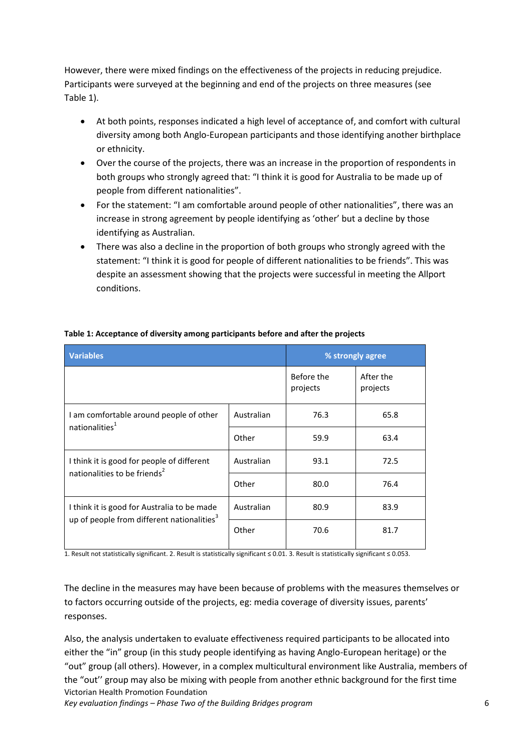However, there were mixed findings on the effectiveness of the projects in reducing prejudice. Participants were surveyed at the beginning and end of the projects on three measures (see Table 1).

- At both points, responses indicated a high level of acceptance of, and comfort with cultural diversity among both Anglo-European participants and those identifying another birthplace or ethnicity.
- Over the course of the projects, there was an increase in the proportion of respondents in both groups who strongly agreed that: "I think it is good for Australia to be made up of people from different nationalities".
- For the statement: "I am comfortable around people of other nationalities", there was an increase in strong agreement by people identifying as 'other' but a decline by those identifying as Australian.
- There was also a decline in the proportion of both groups who strongly agreed with the statement: "I think it is good for people of different nationalities to be friends". This was despite an assessment showing that the projects were successful in meeting the Allport conditions.

**Table 1: Acceptance of diversity among participants before and after the projects**

| Variables | | % strongly agree | |
|---|---|---|---|
| | | Before the projects | After the projects |
| I am comfortable around people of other nationalities[1] | Australian | 76.3 | 65.8 |
| | Other | 59.9 | 63.4 |
| I think it is good for people of different nationalities to be friends[2] | Australian | 93.1 | 72.5 |
| | Other | 80.0 | 76.4 |
| I think it is good for Australia to be made up of people from different nationalities[3] | Australian | 80.9 | 83.9 |
| | Other | 70.6 | 81.7 |

1. Result not statistically significant. 2. Result is statistically significant ≤ 0.01. 3. Result is statistically significant ≤ 0.053.

The decline in the measures may have been because of problems with the measures themselves or to factors occurring outside of the projects, eg: media coverage of diversity issues, parents' responses.

Also, the analysis undertaken to evaluate effectiveness required participants to be allocated into either the "in" group (in this study people identifying as having Anglo-European heritage) or the "out" group (all others). However, in a complex multicultural environment like Australia, members of the "out" group may also be mixing with people from another ethnic background for the first time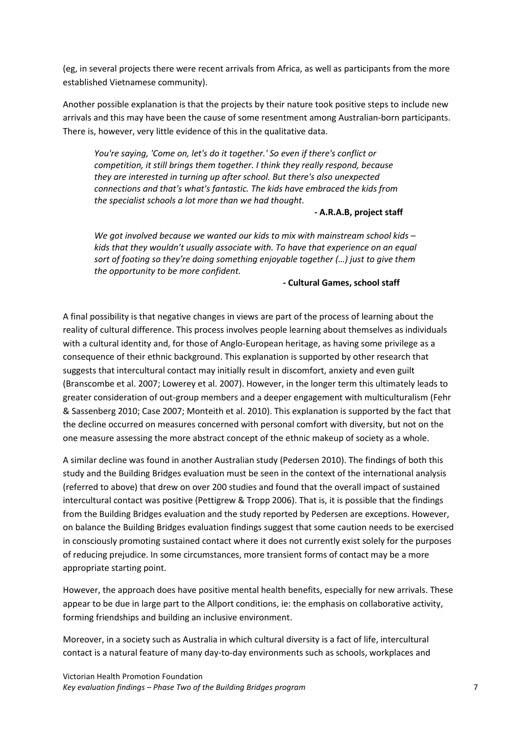(eg, in several projects there were recent arrivals from Africa, as well as participants from the more established Vietnamese community).

Another possible explanation is that the projects by their nature took positive steps to include new arrivals and this may have been the cause of some resentment among Australian-born participants. There is, however, very little evidence of this in the qualitative data.

> *You're saying, 'Come on, let's do it together.' So even if there's conflict or competition, it still brings them together. I think they really respond, because they are interested in turning up after school. But there's also unexpected connections and that's what's fantastic. The kids have embraced the kids from the specialist schools a lot more than we had thought.*
>
> **- A.R.A.B, project staff**

> *We got involved because we wanted our kids to mix with mainstream school kids – kids that they wouldn't usually associate with. To have that experience on an equal sort of footing so they're doing something enjoyable together (…) just to give them the opportunity to be more confident.*
>
> **- Cultural Games, school staff**

A final possibility is that negative changes in views are part of the process of learning about the reality of cultural difference. This process involves people learning about themselves as individuals with a cultural identity and, for those of Anglo-European heritage, as having some privilege as a consequence of their ethnic background. This explanation is supported by other research that suggests that intercultural contact may initially result in discomfort, anxiety and even guilt (Branscombe et al. 2007; Lowerey et al. 2007). However, in the longer term this ultimately leads to greater consideration of out-group members and a deeper engagement with multiculturalism (Fehr & Sassenberg 2010; Case 2007; Monteith et al. 2010). This explanation is supported by the fact that the decline occurred on measures concerned with personal comfort with diversity, but not on the one measure assessing the more abstract concept of the ethnic makeup of society as a whole.

A similar decline was found in another Australian study (Pedersen 2010). The findings of both this study and the Building Bridges evaluation must be seen in the context of the international analysis (referred to above) that drew on over 200 studies and found that the overall impact of sustained intercultural contact was positive (Pettigrew & Tropp 2006). That is, it is possible that the findings from the Building Bridges evaluation and the study reported by Pedersen are exceptions. However, on balance the Building Bridges evaluation findings suggest that some caution needs to be exercised in consciously promoting sustained contact where it does not currently exist solely for the purposes of reducing prejudice. In some circumstances, more transient forms of contact may be a more appropriate starting point.

However, the approach does have positive mental health benefits, especially for new arrivals. These appear to be due in large part to the Allport conditions, ie: the emphasis on collaborative activity, forming friendships and building an inclusive environment.

Moreover, in a society such as Australia in which cultural diversity is a fact of life, intercultural contact is a natural feature of many day-to-day environments such as schools, workplaces and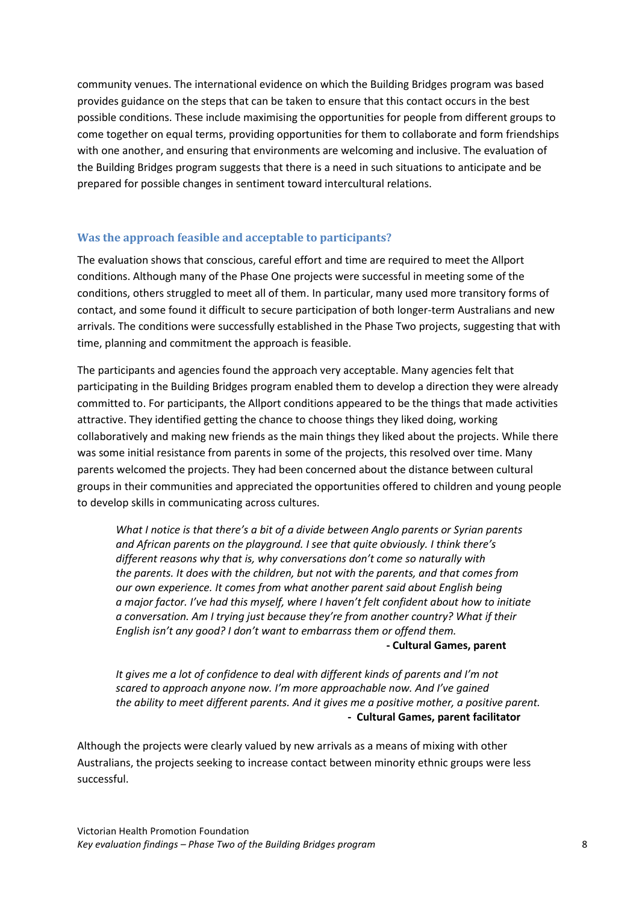community venues. The international evidence on which the Building Bridges program was based provides guidance on the steps that can be taken to ensure that this contact occurs in the best possible conditions. These include maximising the opportunities for people from different groups to come together on equal terms, providing opportunities for them to collaborate and form friendships with one another, and ensuring that environments are welcoming and inclusive. The evaluation of the Building Bridges program suggests that there is a need in such situations to anticipate and be prepared for possible changes in sentiment toward intercultural relations.

### Was the approach feasible and acceptable to participants?

The evaluation shows that conscious, careful effort and time are required to meet the Allport conditions. Although many of the Phase One projects were successful in meeting some of the conditions, others struggled to meet all of them. In particular, many used more transitory forms of contact, and some found it difficult to secure participation of both longer-term Australians and new arrivals. The conditions were successfully established in the Phase Two projects, suggesting that with time, planning and commitment the approach is feasible.

The participants and agencies found the approach very acceptable. Many agencies felt that participating in the Building Bridges program enabled them to develop a direction they were already committed to. For participants, the Allport conditions appeared to be the things that made activities attractive. They identified getting the chance to choose things they liked doing, working collaboratively and making new friends as the main things they liked about the projects. While there was some initial resistance from parents in some of the projects, this resolved over time. Many parents welcomed the projects. They had been concerned about the distance between cultural groups in their communities and appreciated the opportunities offered to children and young people to develop skills in communicating across cultures.

> *What I notice is that there's a bit of a divide between Anglo parents or Syrian parents and African parents on the playground. I see that quite obviously. I think there's different reasons why that is, why conversations don't come so naturally with the parents. It does with the children, but not with the parents, and that comes from our own experience. It comes from what another parent said about English being a major factor. I've had this myself, where I haven't felt confident about how to initiate a conversation. Am I trying just because they're from another country? What if their English isn't any good? I don't want to embarrass them or offend them.*
>
> **- Cultural Games, parent**

> *It gives me a lot of confidence to deal with different kinds of parents and I'm not scared to approach anyone now. I'm more approachable now. And I've gained the ability to meet different parents. And it gives me a positive mother, a positive parent.*
>
> **- Cultural Games, parent facilitator**

Although the projects were clearly valued by new arrivals as a means of mixing with other Australians, the projects seeking to increase contact between minority ethnic groups were less successful.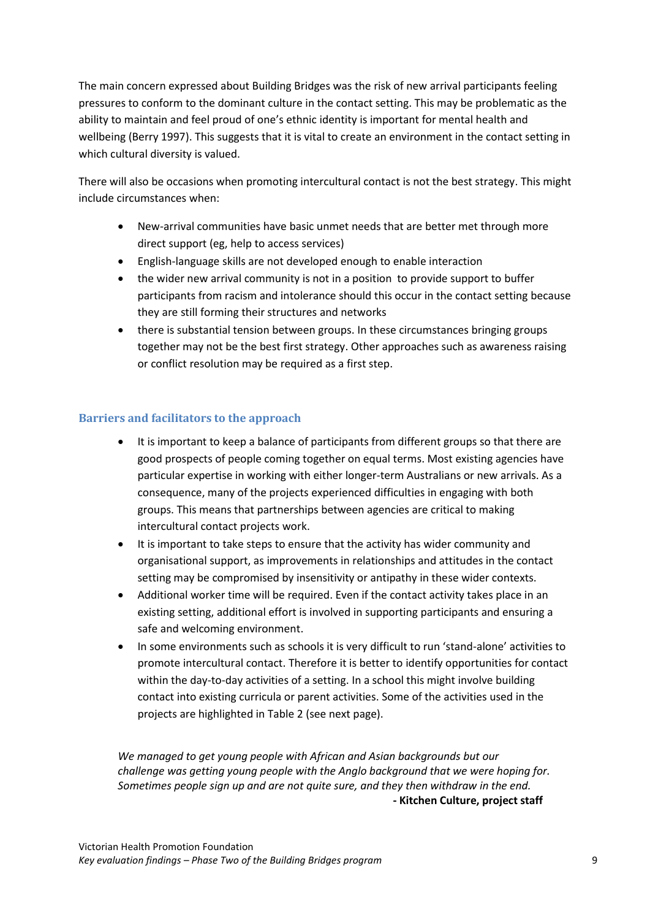The main concern expressed about Building Bridges was the risk of new arrival participants feeling pressures to conform to the dominant culture in the contact setting. This may be problematic as the ability to maintain and feel proud of one's ethnic identity is important for mental health and wellbeing (Berry 1997). This suggests that it is vital to create an environment in the contact setting in which cultural diversity is valued.

There will also be occasions when promoting intercultural contact is not the best strategy. This might include circumstances when:

- New-arrival communities have basic unmet needs that are better met through more direct support (eg, help to access services)
- English-language skills are not developed enough to enable interaction
- the wider new arrival community is not in a position to provide support to buffer participants from racism and intolerance should this occur in the contact setting because they are still forming their structures and networks
- there is substantial tension between groups. In these circumstances bringing groups together may not be the best first strategy. Other approaches such as awareness raising or conflict resolution may be required as a first step.

### Barriers and facilitators to the approach

- It is important to keep a balance of participants from different groups so that there are good prospects of people coming together on equal terms. Most existing agencies have particular expertise in working with either longer-term Australians or new arrivals. As a consequence, many of the projects experienced difficulties in engaging with both groups. This means that partnerships between agencies are critical to making intercultural contact projects work.
- It is important to take steps to ensure that the activity has wider community and organisational support, as improvements in relationships and attitudes in the contact setting may be compromised by insensitivity or antipathy in these wider contexts.
- Additional worker time will be required. Even if the contact activity takes place in an existing setting, additional effort is involved in supporting participants and ensuring a safe and welcoming environment.
- In some environments such as schools it is very difficult to run 'stand-alone' activities to promote intercultural contact. Therefore it is better to identify opportunities for contact within the day-to-day activities of a setting. In a school this might involve building contact into existing curricula or parent activities. Some of the activities used in the projects are highlighted in Table 2 (see next page).

*We managed to get young people with African and Asian backgrounds but our challenge was getting young people with the Anglo background that we were hoping for. Sometimes people sign up and are not quite sure, and they then withdraw in the end.*

**- Kitchen Culture, project staff**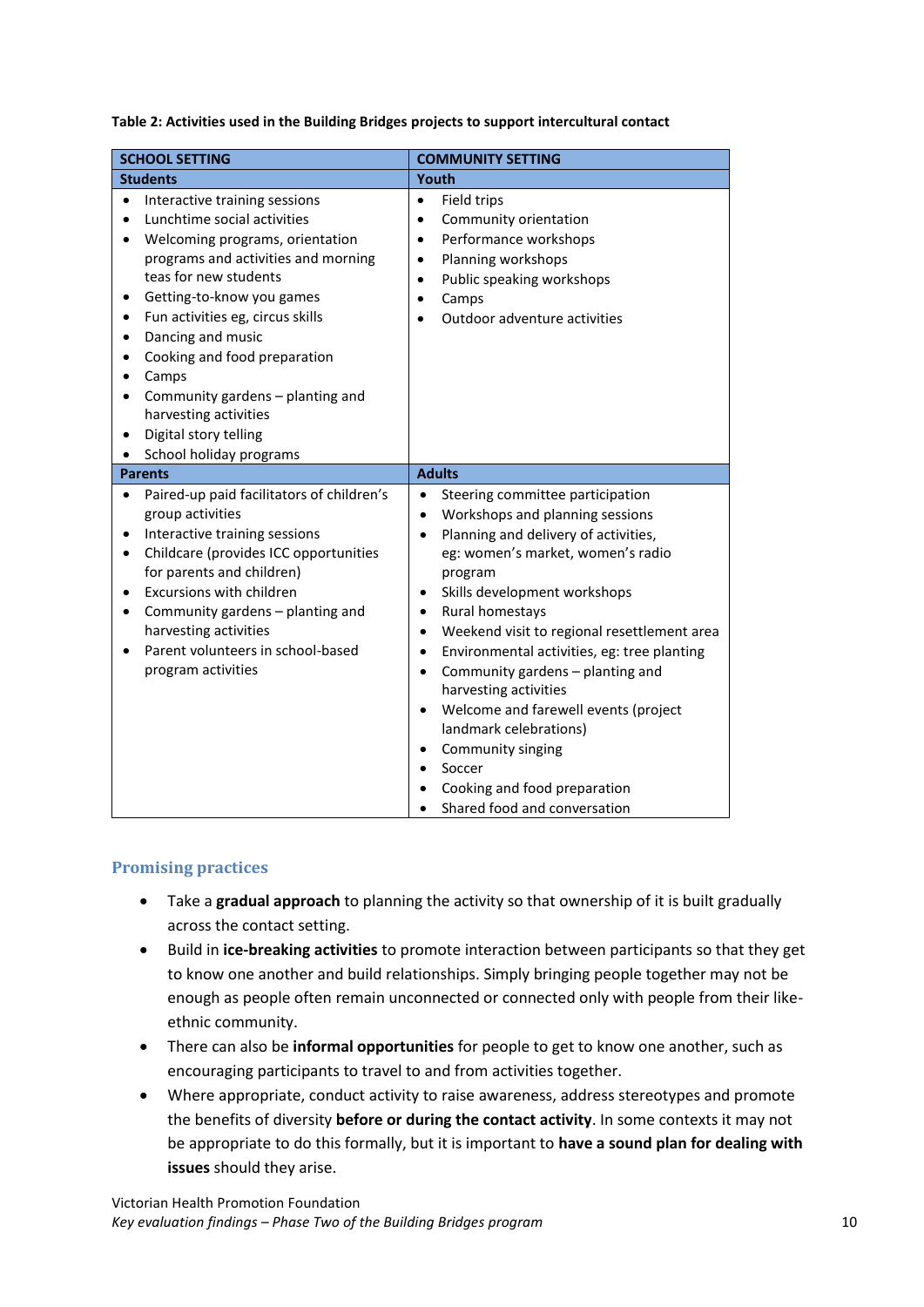**Table 2: Activities used in the Building Bridges projects to support intercultural contact**

| SCHOOL SETTING | COMMUNITY SETTING |
|---|---|
| **Students** | **Youth** |
| • Interactive training sessions<br>• Lunchtime social activities<br>• Welcoming programs, orientation programs and activities and morning teas for new students<br>• Getting-to-know you games<br>• Fun activities eg, circus skills<br>• Dancing and music<br>• Cooking and food preparation<br>• Camps<br>• Community gardens – planting and harvesting activities<br>• Digital story telling<br>• School holiday programs | • Field trips<br>• Community orientation<br>• Performance workshops<br>• Planning workshops<br>• Public speaking workshops<br>• Camps<br>• Outdoor adventure activities |
| **Parents** | **Adults** |
| • Paired-up paid facilitators of children's group activities<br>• Interactive training sessions<br>• Childcare (provides ICC opportunities for parents and children)<br>• Excursions with children<br>• Community gardens – planting and harvesting activities<br>• Parent volunteers in school-based program activities | • Steering committee participation<br>• Workshops and planning sessions<br>• Planning and delivery of activities, eg: women's market, women's radio program<br>• Skills development workshops<br>• Rural homestays<br>• Weekend visit to regional resettlement area<br>• Environmental activities, eg: tree planting<br>• Community gardens – planting and harvesting activities<br>• Welcome and farewell events (project landmark celebrations)<br>• Community singing<br>• Soccer<br>• Cooking and food preparation<br>• Shared food and conversation |

## Promising practices

- Take a **gradual approach** to planning the activity so that ownership of it is built gradually across the contact setting.
- Build in **ice-breaking activities** to promote interaction between participants so that they get to know one another and build relationships. Simply bringing people together may not be enough as people often remain unconnected or connected only with people from their like-ethnic community.
- There can also be **informal opportunities** for people to get to know one another, such as encouraging participants to travel to and from activities together.
- Where appropriate, conduct activity to raise awareness, address stereotypes and promote the benefits of diversity **before or during the contact activity**. In some contexts it may not be appropriate to do this formally, but it is important to **have a sound plan for dealing with issues** should they arise.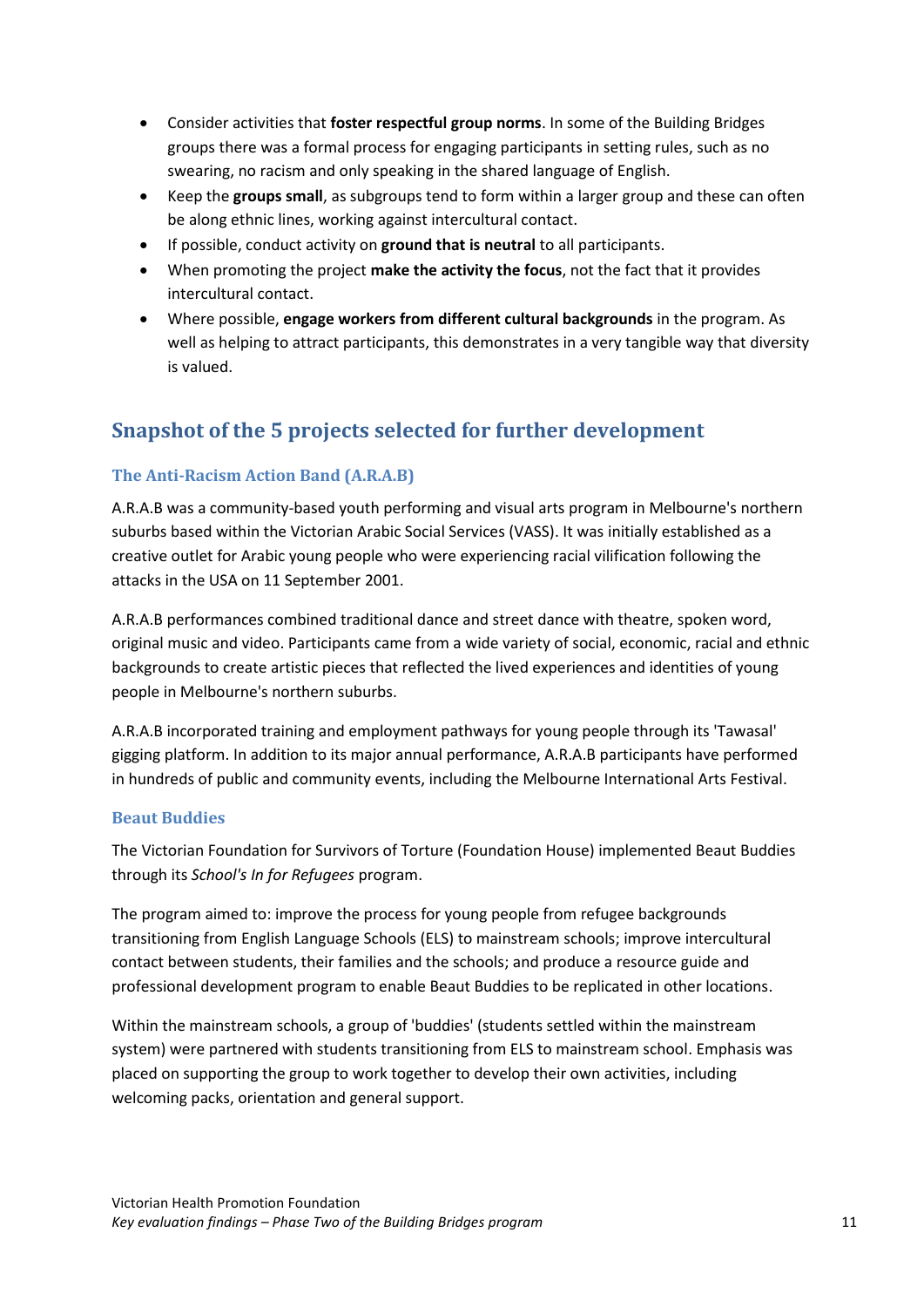- Consider activities that **foster respectful group norms**. In some of the Building Bridges groups there was a formal process for engaging participants in setting rules, such as no swearing, no racism and only speaking in the shared language of English.
- Keep the **groups small**, as subgroups tend to form within a larger group and these can often be along ethnic lines, working against intercultural contact.
- If possible, conduct activity on **ground that is neutral** to all participants.
- When promoting the project **make the activity the focus**, not the fact that it provides intercultural contact.
- Where possible, **engage workers from different cultural backgrounds** in the program. As well as helping to attract participants, this demonstrates in a very tangible way that diversity is valued.

## Snapshot of the 5 projects selected for further development

### The Anti-Racism Action Band (A.R.A.B)

A.R.A.B was a community-based youth performing and visual arts program in Melbourne's northern suburbs based within the Victorian Arabic Social Services (VASS). It was initially established as a creative outlet for Arabic young people who were experiencing racial vilification following the attacks in the USA on 11 September 2001.

A.R.A.B performances combined traditional dance and street dance with theatre, spoken word, original music and video. Participants came from a wide variety of social, economic, racial and ethnic backgrounds to create artistic pieces that reflected the lived experiences and identities of young people in Melbourne's northern suburbs.

A.R.A.B incorporated training and employment pathways for young people through its 'Tawasal' gigging platform. In addition to its major annual performance, A.R.A.B participants have performed in hundreds of public and community events, including the Melbourne International Arts Festival.

### Beaut Buddies

The Victorian Foundation for Survivors of Torture (Foundation House) implemented Beaut Buddies through its *School's In for Refugees* program.

The program aimed to: improve the process for young people from refugee backgrounds transitioning from English Language Schools (ELS) to mainstream schools; improve intercultural contact between students, their families and the schools; and produce a resource guide and professional development program to enable Beaut Buddies to be replicated in other locations.

Within the mainstream schools, a group of 'buddies' (students settled within the mainstream system) were partnered with students transitioning from ELS to mainstream school. Emphasis was placed on supporting the group to work together to develop their own activities, including welcoming packs, orientation and general support.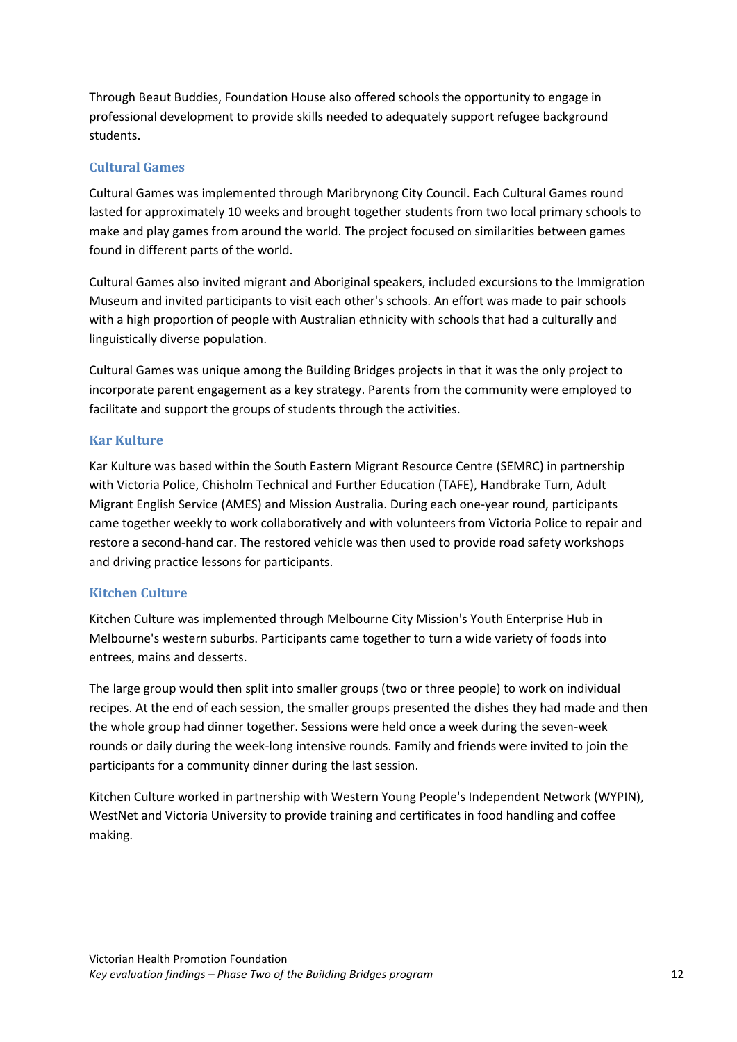Through Beaut Buddies, Foundation House also offered schools the opportunity to engage in professional development to provide skills needed to adequately support refugee background students.

### Cultural Games

Cultural Games was implemented through Maribrynong City Council. Each Cultural Games round lasted for approximately 10 weeks and brought together students from two local primary schools to make and play games from around the world. The project focused on similarities between games found in different parts of the world.

Cultural Games also invited migrant and Aboriginal speakers, included excursions to the Immigration Museum and invited participants to visit each other's schools. An effort was made to pair schools with a high proportion of people with Australian ethnicity with schools that had a culturally and linguistically diverse population.

Cultural Games was unique among the Building Bridges projects in that it was the only project to incorporate parent engagement as a key strategy. Parents from the community were employed to facilitate and support the groups of students through the activities.

### Kar Kulture

Kar Kulture was based within the South Eastern Migrant Resource Centre (SEMRC) in partnership with Victoria Police, Chisholm Technical and Further Education (TAFE), Handbrake Turn, Adult Migrant English Service (AMES) and Mission Australia. During each one-year round, participants came together weekly to work collaboratively and with volunteers from Victoria Police to repair and restore a second-hand car. The restored vehicle was then used to provide road safety workshops and driving practice lessons for participants.

### Kitchen Culture

Kitchen Culture was implemented through Melbourne City Mission's Youth Enterprise Hub in Melbourne's western suburbs. Participants came together to turn a wide variety of foods into entrees, mains and desserts.

The large group would then split into smaller groups (two or three people) to work on individual recipes. At the end of each session, the smaller groups presented the dishes they had made and then the whole group had dinner together. Sessions were held once a week during the seven-week rounds or daily during the week-long intensive rounds. Family and friends were invited to join the participants for a community dinner during the last session.

Kitchen Culture worked in partnership with Western Young People's Independent Network (WYPIN), WestNet and Victoria University to provide training and certificates in food handling and coffee making.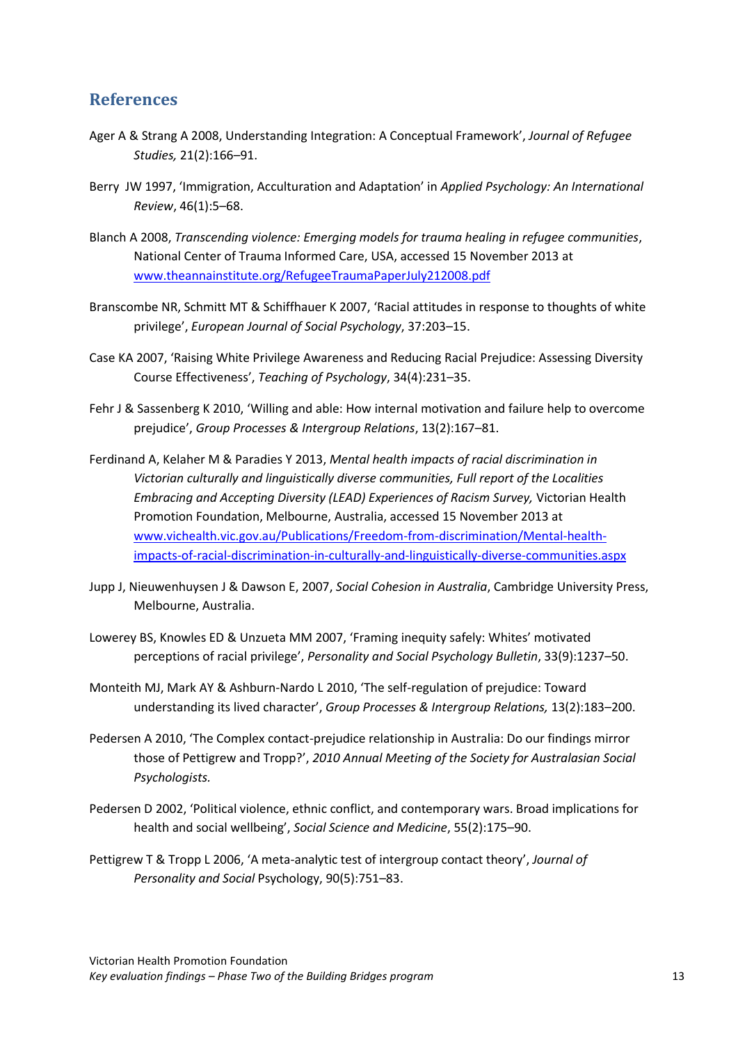## References

Ager A & Strang A 2008, Understanding Integration: A Conceptual Framework', *Journal of Refugee Studies,* 21(2):166–91.

Berry JW 1997, 'Immigration, Acculturation and Adaptation' in *Applied Psychology: An International Review*, 46(1):5–68.

Blanch A 2008, *Transcending violence: Emerging models for trauma healing in refugee communities*, National Center of Trauma Informed Care, USA, accessed 15 November 2013 at [www.theannainstitute.org/RefugeeTraumaPaperJuly212008.pdf](www.theannainstitute.org/RefugeeTraumaPaperJuly212008.pdf)

Branscombe NR, Schmitt MT & Schiffhauer K 2007, 'Racial attitudes in response to thoughts of white privilege', *European Journal of Social Psychology*, 37:203–15.

Case KA 2007, 'Raising White Privilege Awareness and Reducing Racial Prejudice: Assessing Diversity Course Effectiveness', *Teaching of Psychology*, 34(4):231–35.

Fehr J & Sassenberg K 2010, 'Willing and able: How internal motivation and failure help to overcome prejudice', *Group Processes & Intergroup Relations*, 13(2):167–81.

Ferdinand A, Kelaher M & Paradies Y 2013, *Mental health impacts of racial discrimination in Victorian culturally and linguistically diverse communities, Full report of the Localities Embracing and Accepting Diversity (LEAD) Experiences of Racism Survey,* Victorian Health Promotion Foundation, Melbourne, Australia, accessed 15 November 2013 at [www.vichealth.vic.gov.au/Publications/Freedom-from-discrimination/Mental-health-impacts-of-racial-discrimination-in-culturally-and-linguistically-diverse-communities.aspx](www.vichealth.vic.gov.au/Publications/Freedom-from-discrimination/Mental-health-impacts-of-racial-discrimination-in-culturally-and-linguistically-diverse-communities.aspx)

Jupp J, Nieuwenhuysen J & Dawson E, 2007, *Social Cohesion in Australia*, Cambridge University Press, Melbourne, Australia.

Lowerey BS, Knowles ED & Unzueta MM 2007, 'Framing inequity safely: Whites' motivated perceptions of racial privilege', *Personality and Social Psychology Bulletin*, 33(9):1237–50.

Monteith MJ, Mark AY & Ashburn-Nardo L 2010, 'The self-regulation of prejudice: Toward understanding its lived character', *Group Processes & Intergroup Relations,* 13(2):183–200.

Pedersen A 2010, 'The Complex contact-prejudice relationship in Australia: Do our findings mirror those of Pettigrew and Tropp?', *2010 Annual Meeting of the Society for Australasian Social Psychologists.*

Pedersen D 2002, 'Political violence, ethnic conflict, and contemporary wars. Broad implications for health and social wellbeing', *Social Science and Medicine*, 55(2):175–90.

Pettigrew T & Tropp L 2006, 'A meta-analytic test of intergroup contact theory', *Journal of Personality and Social* Psychology, 90(5):751–83.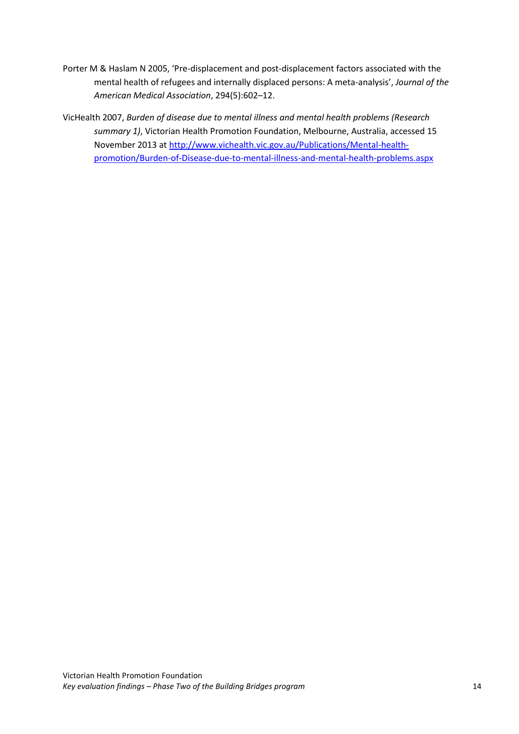Porter M & Haslam N 2005, 'Pre-displacement and post-displacement factors associated with the mental health of refugees and internally displaced persons: A meta-analysis', *Journal of the American Medical Association*, 294(5):602–12.

VicHealth 2007, *Burden of disease due to mental illness and mental health problems (Research summary 1)*, Victorian Health Promotion Foundation, Melbourne, Australia, accessed 15 November 2013 at [http://www.vichealth.vic.gov.au/Publications/Mental-health-promotion/Burden-of-Disease-due-to-mental-illness-and-mental-health-problems.aspx](http://www.vichealth.vic.gov.au/Publications/Mental-health-promotion/Burden-of-Disease-due-to-mental-illness-and-mental-health-problems.aspx)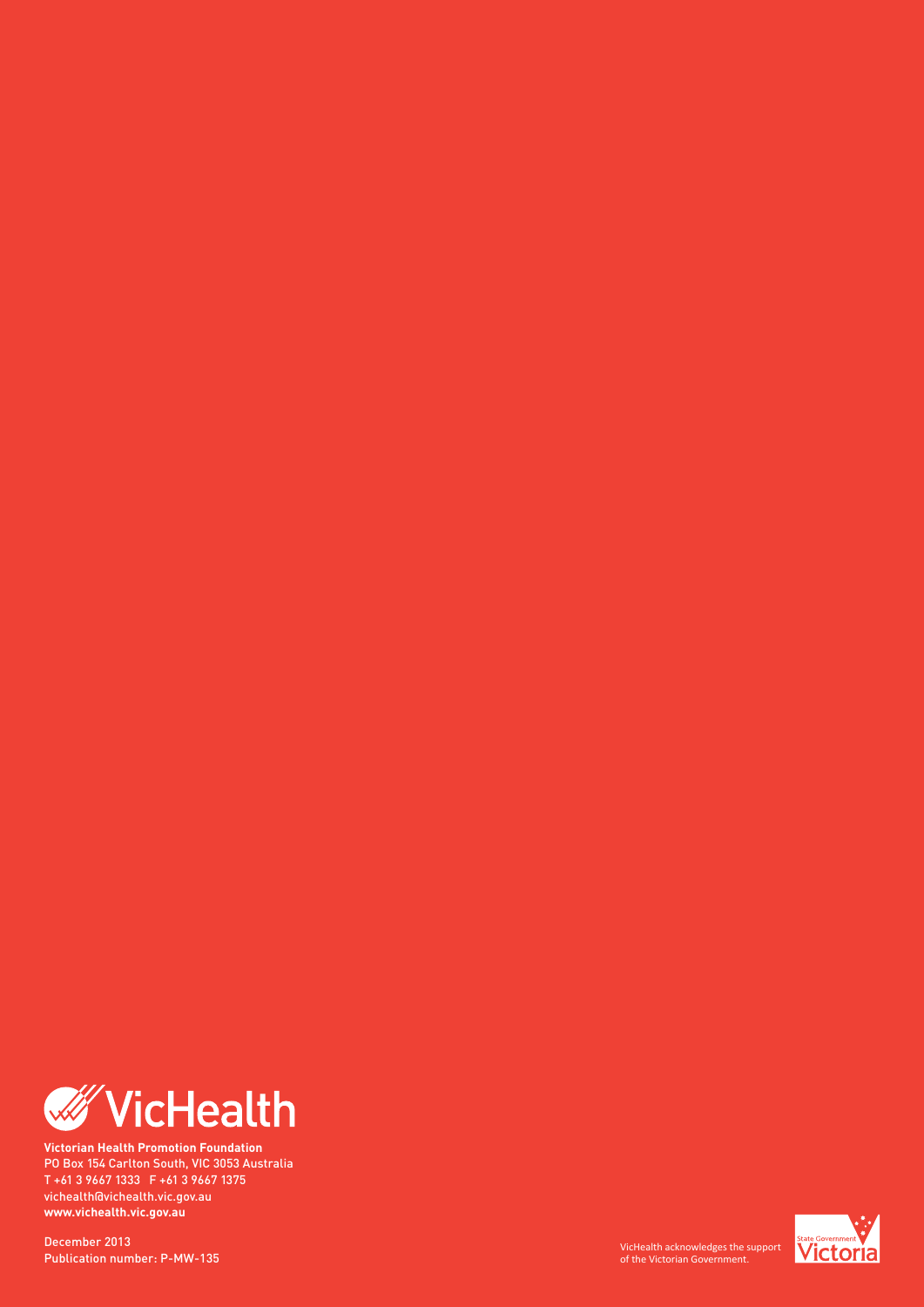VicHealth

**Victorian Health Promotion Foundation**
PO Box 154 Carlton South, VIC 3053 Australia
T +61 3 9667 1333 F +61 3 9667 1375
vichealth@vichealth.vic.gov.au
**www.vichealth.vic.gov.au**

December 2013
Publication number: P-MW-135

VicHealth acknowledges the support of the Victorian Government.

State Government Victoria